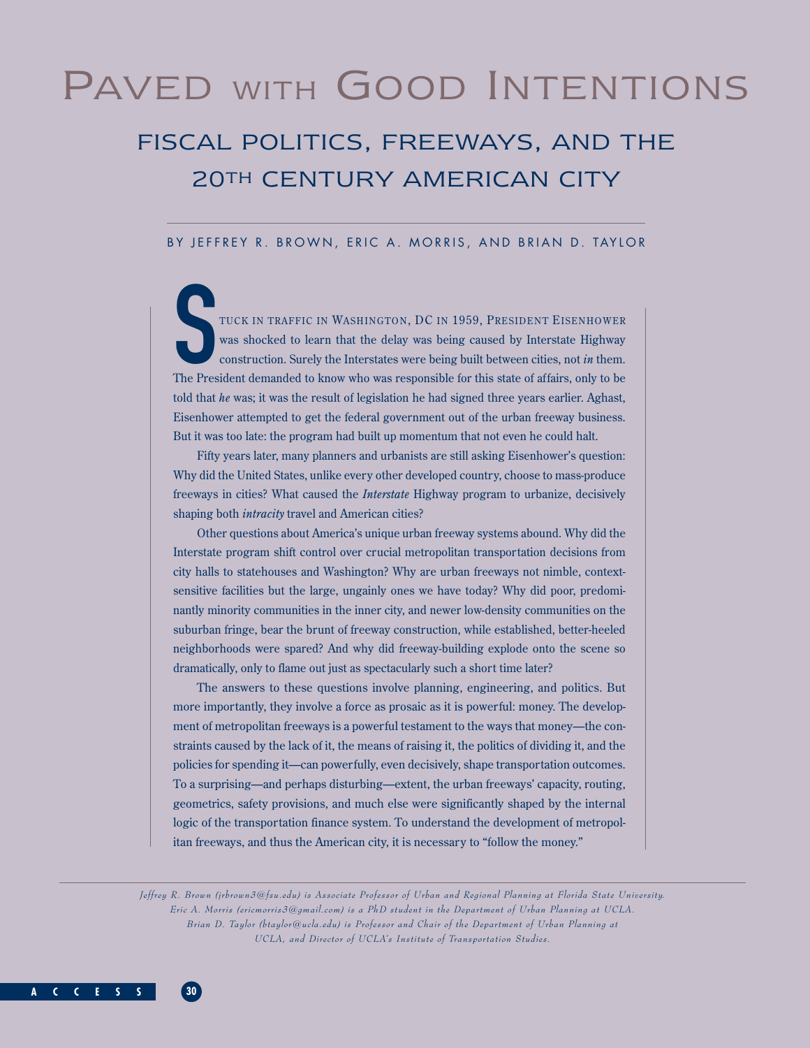# Paved with Good Intentions

## Fiscal Politics, Freeways, and the 20th Century American City

BY JEFFREY R. BROWN, ERIC A. MORRIS, AND BRIAN D. TAYLOR

Stuck in traffic in Washington, DC in 1959, President Eisenhower was shocked to learn that the delay was being caused by Interstate Highway construction. Surely the Interstates were being built between cities, not *in* them. The President demanded to know who was responsible for this state of affairs, only to be told that *he* was; it was the result of legislation he had signed three years earlier. Aghast, Eisenhower attempted to get the federal government out of the urban freeway business. But it was too late: the program had built up momentum that not even he could halt.

Fifty years later, many planners and urbanists are still asking Eisenhower's question: Why did the United States, unlike every other developed country, choose to mass-produce freeways in cities? What caused the *Interstate* Highway program to urbanize, decisively shaping both *intracity* travel and American cities?

Other questions about America's unique urban freeway systems abound. Why did the Interstate program shift control over crucial metropolitan transportation decisions from city halls to statehouses and Washington? Why are urban freeways not nimble, context-sensitive facilities but the large, ungainly ones we have today? Why did poor, predominantly minority communities in the inner city, and newer low-density communities on the suburban fringe, bear the brunt of freeway construction, while established, better-heeled neighborhoods were spared? And why did freeway-building explode onto the scene so dramatically, only to flame out just as spectacularly such a short time later?

The answers to these questions involve planning, engineering, and politics. But more importantly, they involve a force as prosaic as it is powerful: money. The development of metropolitan freeways is a powerful testament to the ways that money—the constraints caused by the lack of it, the means of raising it, the politics of dividing it, and the policies for spending it—can powerfully, even decisively, shape transportation outcomes. To a surprising—and perhaps disturbing—extent, the urban freeways' capacity, routing, geometrics, safety provisions, and much else were significantly shaped by the internal logic of the transportation finance system. To understand the development of metropolitan freeways, and thus the American city, it is necessary to "follow the money."

*Jeffrey R. Brown (jrbrown3@fsu.edu) is Associate Professor of Urban and Regional Planning at Florida State University. Eric A. Morris (ericmorris3@gmail.com) is a PhD student in the Department of Urban Planning at UCLA. Brian D. Taylor (btaylor@ucla.edu) is Professor and Chair of the Department of Urban Planning at UCLA, and Director of UCLA's Institute of Transportation Studies.*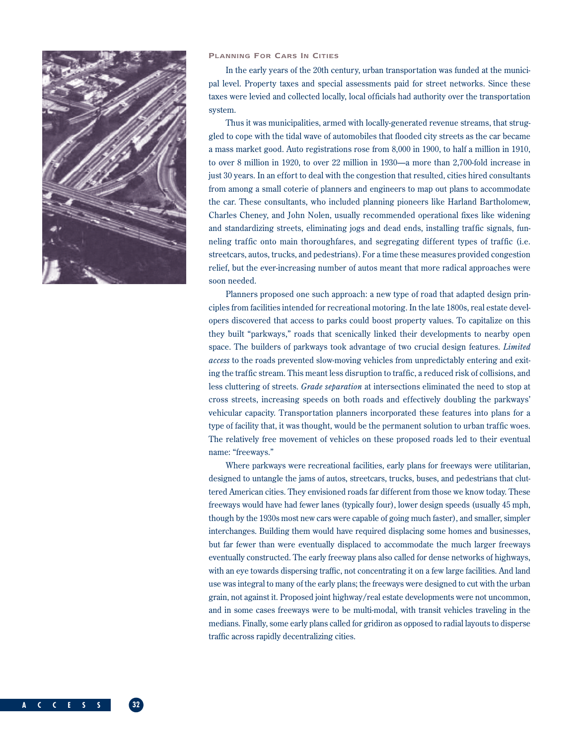## Planning For Cars In Cities

In the early years of the 20th century, urban transportation was funded at the municipal level. Property taxes and special assessments paid for street networks. Since these taxes were levied and collected locally, local officials had authority over the transportation system.

Thus it was municipalities, armed with locally-generated revenue streams, that struggled to cope with the tidal wave of automobiles that flooded city streets as the car became a mass market good. Auto registrations rose from 8,000 in 1900, to half a million in 1910, to over 8 million in 1920, to over 22 million in 1930—a more than 2,700-fold increase in just 30 years. In an effort to deal with the congestion that resulted, cities hired consultants from among a small coterie of planners and engineers to map out plans to accommodate the car. These consultants, who included planning pioneers like Harland Bartholomew, Charles Cheney, and John Nolen, usually recommended operational fixes like widening and standardizing streets, eliminating jogs and dead ends, installing traffic signals, funneling traffic onto main thoroughfares, and segregating different types of traffic (i.e. streetcars, autos, trucks, and pedestrians). For a time these measures provided congestion relief, but the ever-increasing number of autos meant that more radical approaches were soon needed.

Planners proposed one such approach: a new type of road that adapted design principles from facilities intended for recreational motoring. In the late 1800s, real estate developers discovered that access to parks could boost property values. To capitalize on this they built "parkways," roads that scenically linked their developments to nearby open space. The builders of parkways took advantage of two crucial design features. *Limited access* to the roads prevented slow-moving vehicles from unpredictably entering and exiting the traffic stream. This meant less disruption to traffic, a reduced risk of collisions, and less cluttering of streets. *Grade separation* at intersections eliminated the need to stop at cross streets, increasing speeds on both roads and effectively doubling the parkways' vehicular capacity. Transportation planners incorporated these features into plans for a type of facility that, it was thought, would be the permanent solution to urban traffic woes. The relatively free movement of vehicles on these proposed roads led to their eventual name: "freeways."

Where parkways were recreational facilities, early plans for freeways were utilitarian, designed to untangle the jams of autos, streetcars, trucks, buses, and pedestrians that cluttered American cities. They envisioned roads far different from those we know today. These freeways would have had fewer lanes (typically four), lower design speeds (usually 45 mph, though by the 1930s most new cars were capable of going much faster), and smaller, simpler interchanges. Building them would have required displacing some homes and businesses, but far fewer than were eventually displaced to accommodate the much larger freeways eventually constructed. The early freeway plans also called for dense networks of highways, with an eye towards dispersing traffic, not concentrating it on a few large facilities. And land use was integral to many of the early plans; the freeways were designed to cut with the urban grain, not against it. Proposed joint highway/real estate developments were not uncommon, and in some cases freeways were to be multi-modal, with transit vehicles traveling in the medians. Finally, some early plans called for gridiron as opposed to radial layouts to disperse traffic across rapidly decentralizing cities.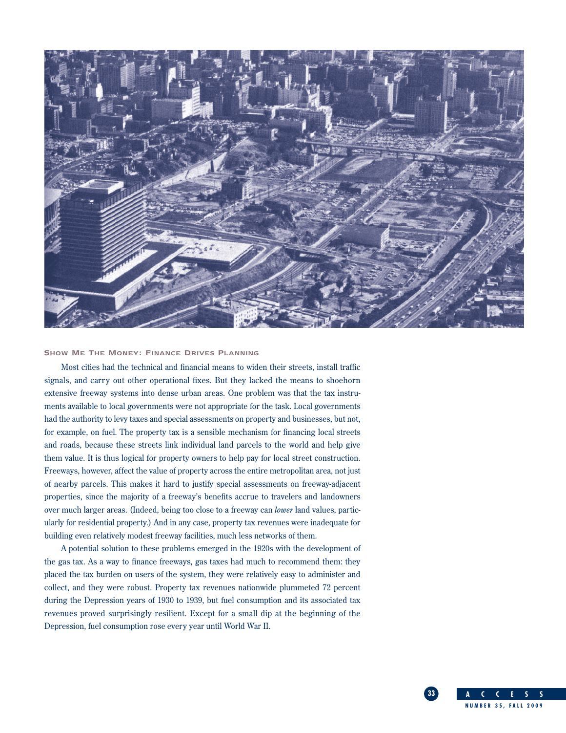## Show Me The Money: Finance Drives Planning

Most cities had the technical and financial means to widen their streets, install traffic signals, and carry out other operational fixes. But they lacked the means to shoehorn extensive freeway systems into dense urban areas. One problem was that the tax instruments available to local governments were not appropriate for the task. Local governments had the authority to levy taxes and special assessments on property and businesses, but not, for example, on fuel. The property tax is a sensible mechanism for financing local streets and roads, because these streets link individual land parcels to the world and help give them value. It is thus logical for property owners to help pay for local street construction. Freeways, however, affect the value of property across the entire metropolitan area, not just of nearby parcels. This makes it hard to justify special assessments on freeway-adjacent properties, since the majority of a freeway's benefits accrue to travelers and landowners over much larger areas. (Indeed, being too close to a freeway can *lower* land values, particularly for residential property.) And in any case, property tax revenues were inadequate for building even relatively modest freeway facilities, much less networks of them.

A potential solution to these problems emerged in the 1920s with the development of the gas tax. As a way to finance freeways, gas taxes had much to recommend them: they placed the tax burden on users of the system, they were relatively easy to administer and collect, and they were robust. Property tax revenues nationwide plummeted 72 percent during the Depression years of 1930 to 1939, but fuel consumption and its associated tax revenues proved surprisingly resilient. Except for a small dip at the beginning of the Depression, fuel consumption rose every year until World War II.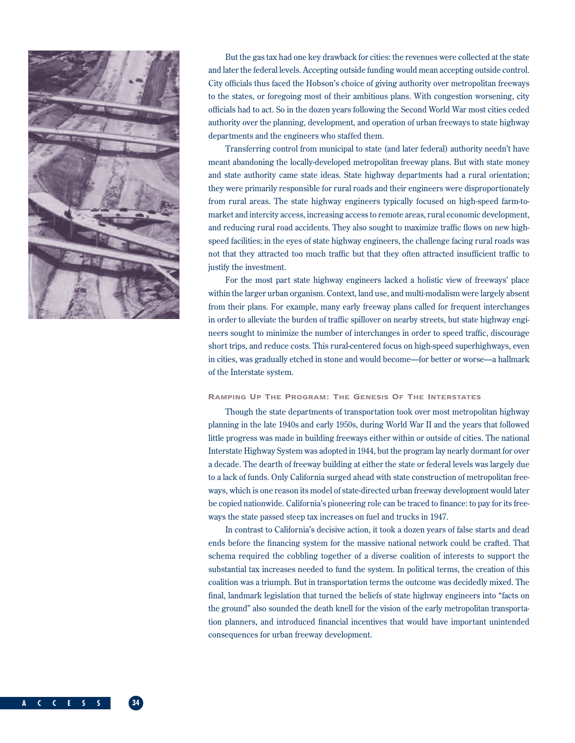But the gas tax had one key drawback for cities: the revenues were collected at the state and later the federal levels. Accepting outside funding would mean accepting outside control. City officials thus faced the Hobson's choice of giving authority over metropolitan freeways to the states, or foregoing most of their ambitious plans. With congestion worsening, city officials had to act. So in the dozen years following the Second World War most cities ceded authority over the planning, development, and operation of urban freeways to state highway departments and the engineers who staffed them.

Transferring control from municipal to state (and later federal) authority needn't have meant abandoning the locally-developed metropolitan freeway plans. But with state money and state authority came state ideas. State highway departments had a rural orientation; they were primarily responsible for rural roads and their engineers were disproportionately from rural areas. The state highway engineers typically focused on high-speed farm-to-market and intercity access, increasing access to remote areas, rural economic development, and reducing rural road accidents. They also sought to maximize traffic flows on new high-speed facilities; in the eyes of state highway engineers, the challenge facing rural roads was not that they attracted too much traffic but that they often attracted insufficient traffic to justify the investment.

For the most part state highway engineers lacked a holistic view of freeways' place within the larger urban organism. Context, land use, and multi-modalism were largely absent from their plans. For example, many early freeway plans called for frequent interchanges in order to alleviate the burden of traffic spillover on nearby streets, but state highway engineers sought to minimize the number of interchanges in order to speed traffic, discourage short trips, and reduce costs. This rural-centered focus on high-speed superhighways, even in cities, was gradually etched in stone and would become—for better or worse—a hallmark of the Interstate system.

## Ramping Up The Program: The Genesis Of The Interstates

Though the state departments of transportation took over most metropolitan highway planning in the late 1940s and early 1950s, during World War II and the years that followed little progress was made in building freeways either within or outside of cities. The national Interstate Highway System was adopted in 1944, but the program lay nearly dormant for over a decade. The dearth of freeway building at either the state or federal levels was largely due to a lack of funds. Only California surged ahead with state construction of metropolitan freeways, which is one reason its model of state-directed urban freeway development would later be copied nationwide. California's pioneering role can be traced to finance: to pay for its freeways the state passed steep tax increases on fuel and trucks in 1947.

In contrast to California's decisive action, it took a dozen years of false starts and dead ends before the financing system for the massive national network could be crafted. That schema required the cobbling together of a diverse coalition of interests to support the substantial tax increases needed to fund the system. In political terms, the creation of this coalition was a triumph. But in transportation terms the outcome was decidedly mixed. The final, landmark legislation that turned the beliefs of state highway engineers into "facts on the ground" also sounded the death knell for the vision of the early metropolitan transportation planners, and introduced financial incentives that would have important unintended consequences for urban freeway development.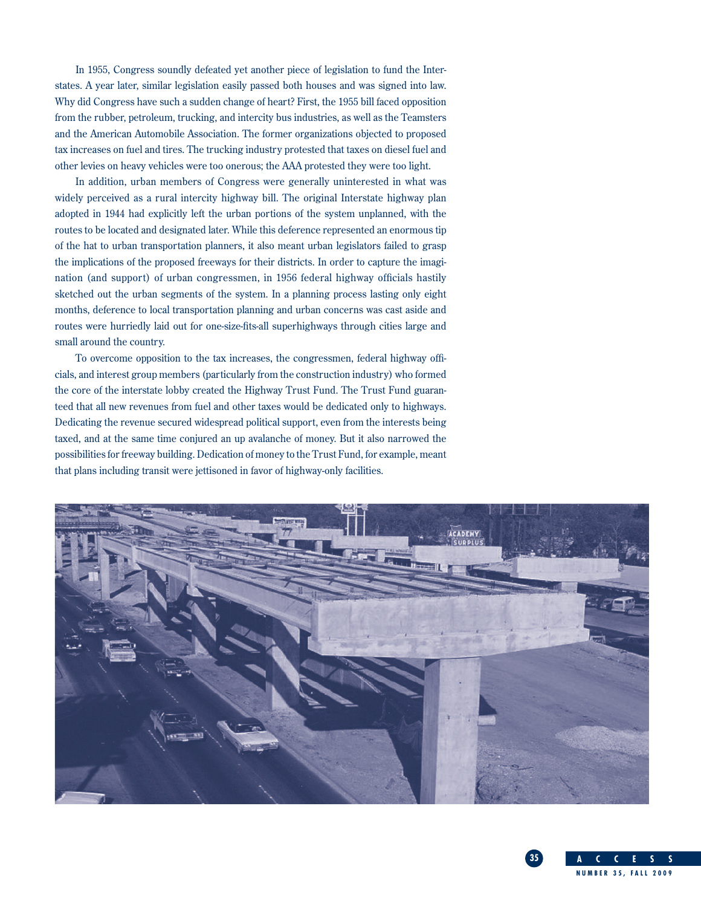In 1955, Congress soundly defeated yet another piece of legislation to fund the Interstates. A year later, similar legislation easily passed both houses and was signed into law. Why did Congress have such a sudden change of heart? First, the 1955 bill faced opposition from the rubber, petroleum, trucking, and intercity bus industries, as well as the Teamsters and the American Automobile Association. The former organizations objected to proposed tax increases on fuel and tires. The trucking industry protested that taxes on diesel fuel and other levies on heavy vehicles were too onerous; the AAA protested they were too light.

In addition, urban members of Congress were generally uninterested in what was widely perceived as a rural intercity highway bill. The original Interstate highway plan adopted in 1944 had explicitly left the urban portions of the system unplanned, with the routes to be located and designated later. While this deference represented an enormous tip of the hat to urban transportation planners, it also meant urban legislators failed to grasp the implications of the proposed freeways for their districts. In order to capture the imagination (and support) of urban congressmen, in 1956 federal highway officials hastily sketched out the urban segments of the system. In a planning process lasting only eight months, deference to local transportation planning and urban concerns was cast aside and routes were hurriedly laid out for one-size-fits-all superhighways through cities large and small around the country.

To overcome opposition to the tax increases, the congressmen, federal highway officials, and interest group members (particularly from the construction industry) who formed the core of the interstate lobby created the Highway Trust Fund. The Trust Fund guaranteed that all new revenues from fuel and other taxes would be dedicated only to highways. Dedicating the revenue secured widespread political support, even from the interests being taxed, and at the same time conjured an up avalanche of money. But it also narrowed the possibilities for freeway building. Dedication of money to the Trust Fund, for example, meant that plans including transit were jettisoned in favor of highway-only facilities.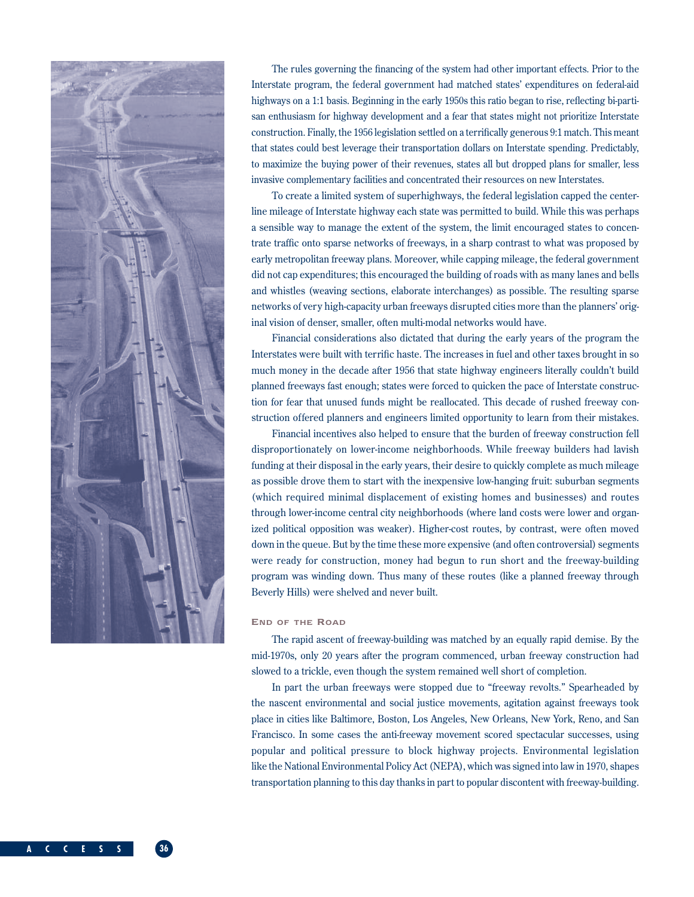The rules governing the financing of the system had other important effects. Prior to the Interstate program, the federal government had matched states' expenditures on federal-aid highways on a 1:1 basis. Beginning in the early 1950s this ratio began to rise, reflecting bi-partisan enthusiasm for highway development and a fear that states might not prioritize Interstate construction. Finally, the 1956 legislation settled on a terrifically generous 9:1 match. This meant that states could best leverage their transportation dollars on Interstate spending. Predictably, to maximize the buying power of their revenues, states all but dropped plans for smaller, less invasive complementary facilities and concentrated their resources on new Interstates.

To create a limited system of superhighways, the federal legislation capped the centerline mileage of Interstate highway each state was permitted to build. While this was perhaps a sensible way to manage the extent of the system, the limit encouraged states to concentrate traffic onto sparse networks of freeways, in a sharp contrast to what was proposed by early metropolitan freeway plans. Moreover, while capping mileage, the federal government did not cap expenditures; this encouraged the building of roads with as many lanes and bells and whistles (weaving sections, elaborate interchanges) as possible. The resulting sparse networks of very high-capacity urban freeways disrupted cities more than the planners' original vision of denser, smaller, often multi-modal networks would have.

Financial considerations also dictated that during the early years of the program the Interstates were built with terrific haste. The increases in fuel and other taxes brought in so much money in the decade after 1956 that state highway engineers literally couldn't build planned freeways fast enough; states were forced to quicken the pace of Interstate construction for fear that unused funds might be reallocated. This decade of rushed freeway construction offered planners and engineers limited opportunity to learn from their mistakes.

Financial incentives also helped to ensure that the burden of freeway construction fell disproportionately on lower-income neighborhoods. While freeway builders had lavish funding at their disposal in the early years, their desire to quickly complete as much mileage as possible drove them to start with the inexpensive low-hanging fruit: suburban segments (which required minimal displacement of existing homes and businesses) and routes through lower-income central city neighborhoods (where land costs were lower and organized political opposition was weaker). Higher-cost routes, by contrast, were often moved down in the queue. But by the time these more expensive (and often controversial) segments were ready for construction, money had begun to run short and the freeway-building program was winding down. Thus many of these routes (like a planned freeway through Beverly Hills) were shelved and never built.

## End of the Road

The rapid ascent of freeway-building was matched by an equally rapid demise. By the mid-1970s, only 20 years after the program commenced, urban freeway construction had slowed to a trickle, even though the system remained well short of completion.

In part the urban freeways were stopped due to "freeway revolts." Spearheaded by the nascent environmental and social justice movements, agitation against freeways took place in cities like Baltimore, Boston, Los Angeles, New Orleans, New York, Reno, and San Francisco. In some cases the anti-freeway movement scored spectacular successes, using popular and political pressure to block highway projects. Environmental legislation like the National Environmental Policy Act (NEPA), which was signed into law in 1970, shapes transportation planning to this day thanks in part to popular discontent with freeway-building.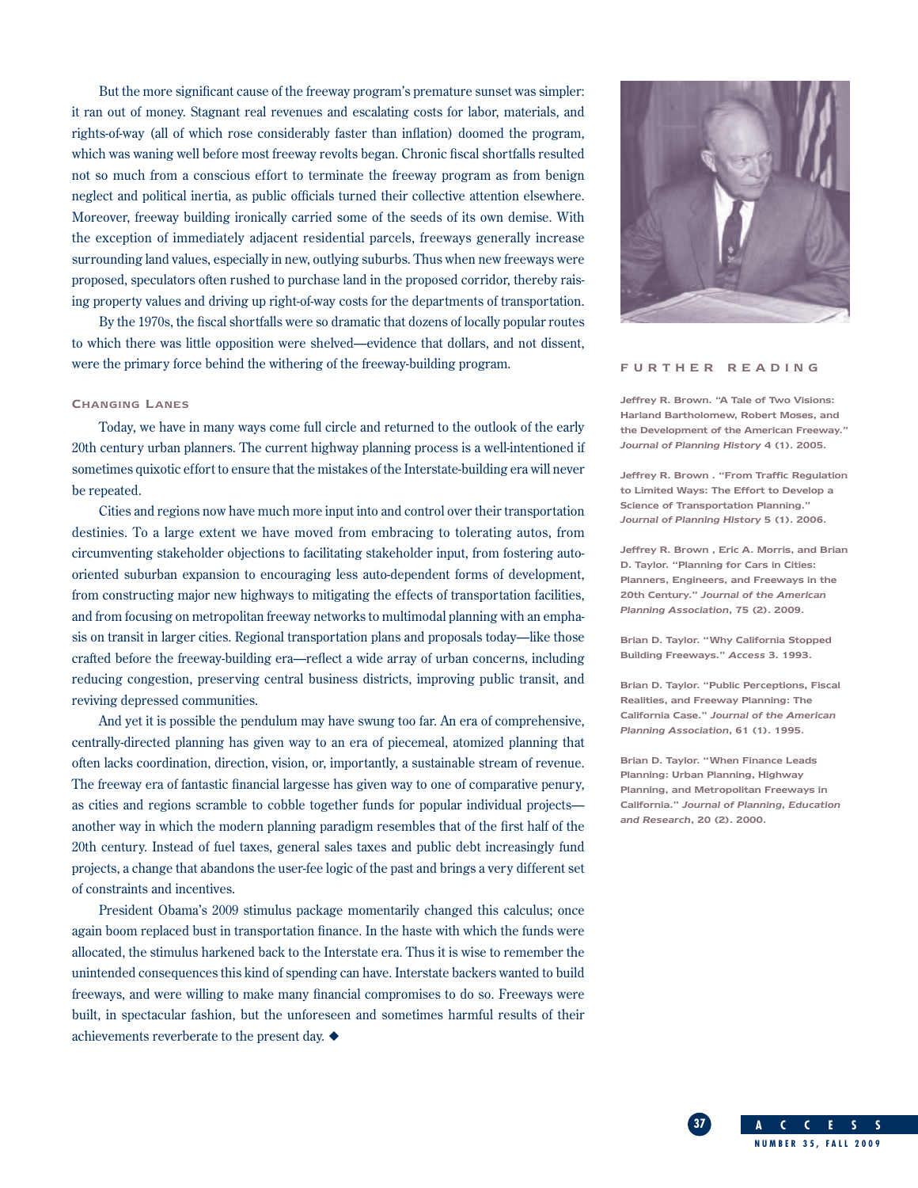But the more significant cause of the freeway program's premature sunset was simpler: it ran out of money. Stagnant real revenues and escalating costs for labor, materials, and rights-of-way (all of which rose considerably faster than inflation) doomed the program, which was waning well before most freeway revolts began. Chronic fiscal shortfalls resulted not so much from a conscious effort to terminate the freeway program as from benign neglect and political inertia, as public officials turned their collective attention elsewhere. Moreover, freeway building ironically carried some of the seeds of its own demise. With the exception of immediately adjacent residential parcels, freeways generally increase surrounding land values, especially in new, outlying suburbs. Thus when new freeways were proposed, speculators often rushed to purchase land in the proposed corridor, thereby raising property values and driving up right-of-way costs for the departments of transportation.

By the 1970s, the fiscal shortfalls were so dramatic that dozens of locally popular routes to which there was little opposition were shelved—evidence that dollars, and not dissent, were the primary force behind the withering of the freeway-building program.

## Changing Lanes

Today, we have in many ways come full circle and returned to the outlook of the early 20th century urban planners. The current highway planning process is a well-intentioned if sometimes quixotic effort to ensure that the mistakes of the Interstate-building era will never be repeated.

Cities and regions now have much more input into and control over their transportation destinies. To a large extent we have moved from embracing to tolerating autos, from circumventing stakeholder objections to facilitating stakeholder input, from fostering auto-oriented suburban expansion to encouraging less auto-dependent forms of development, from constructing major new highways to mitigating the effects of transportation facilities, and from focusing on metropolitan freeway networks to multimodal planning with an emphasis on transit in larger cities. Regional transportation plans and proposals today—like those crafted before the freeway-building era—reflect a wide array of urban concerns, including reducing congestion, preserving central business districts, improving public transit, and reviving depressed communities.

And yet it is possible the pendulum may have swung too far. An era of comprehensive, centrally-directed planning has given way to an era of piecemeal, atomized planning that often lacks coordination, direction, vision, or, importantly, a sustainable stream of revenue. The freeway era of fantastic financial largesse has given way to one of comparative penury, as cities and regions scramble to cobble together funds for popular individual projects—another way in which the modern planning paradigm resembles that of the first half of the 20th century. Instead of fuel taxes, general sales taxes and public debt increasingly fund projects, a change that abandons the user-fee logic of the past and brings a very different set of constraints and incentives.

President Obama's 2009 stimulus package momentarily changed this calculus; once again boom replaced bust in transportation finance. In the haste with which the funds were allocated, the stimulus harkened back to the Interstate era. Thus it is wise to remember the unintended consequences this kind of spending can have. Interstate backers wanted to build freeways, and were willing to make many financial compromises to do so. Freeways were built, in spectacular fashion, but the unforeseen and sometimes harmful results of their achievements reverberate to the present day. ◆

## Further Reading

Jeffrey R. Brown. "A Tale of Two Visions: Harland Bartholomew, Robert Moses, and the Development of the American Freeway." *Journal of Planning History* 4 (1). 2005.

Jeffrey R. Brown . "From Traffic Regulation to Limited Ways: The Effort to Develop a Science of Transportation Planning." *Journal of Planning History* 5 (1). 2006.

Jeffrey R. Brown , Eric A. Morris, and Brian D. Taylor. "Planning for Cars in Cities: Planners, Engineers, and Freeways in the 20th Century." *Journal of the American Planning Association*, 75 (2). 2009.

Brian D. Taylor. "Why California Stopped Building Freeways." *Access* 3. 1993.

Brian D. Taylor. "Public Perceptions, Fiscal Realities, and Freeway Planning: The California Case." *Journal of the American Planning Association*, 61 (1). 1995.

Brian D. Taylor. "When Finance Leads Planning: Urban Planning, Highway Planning, and Metropolitan Freeways in California." *Journal of Planning, Education and Research*, 20 (2). 2000.